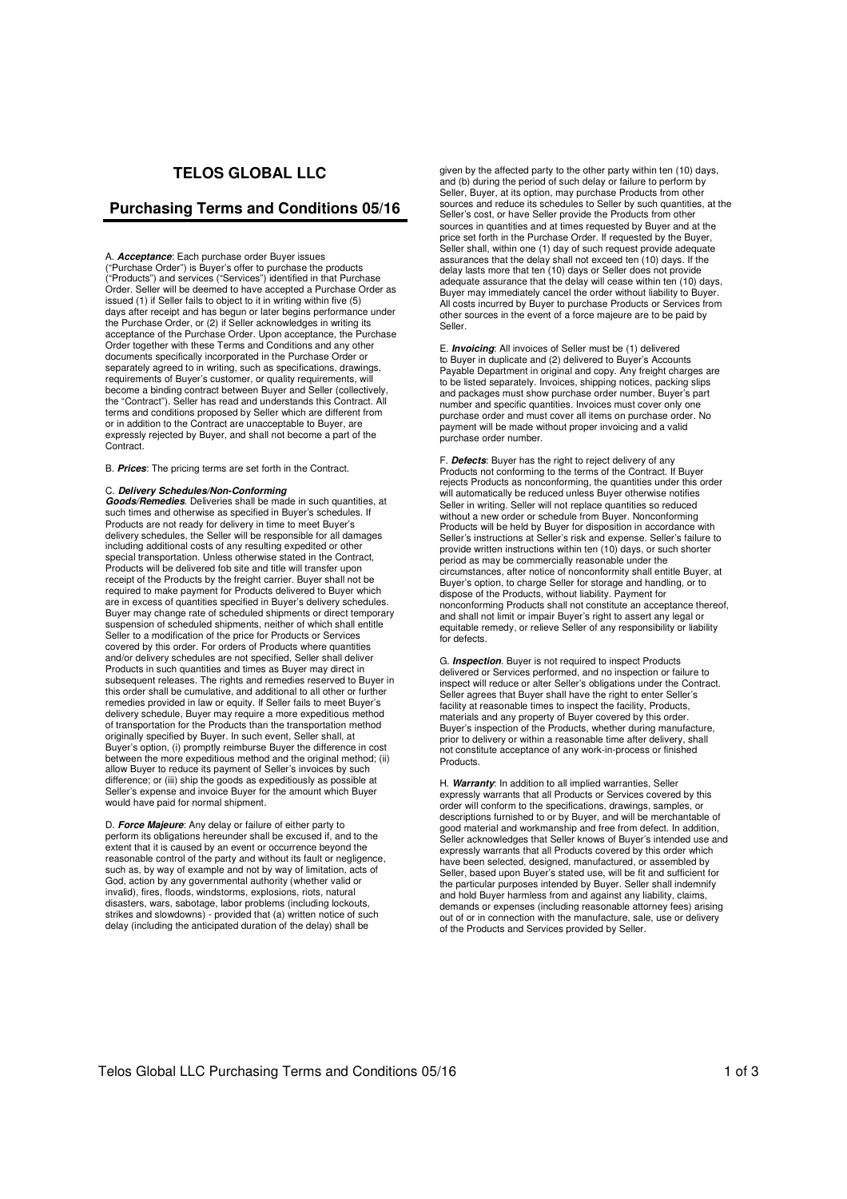# TELOS GLOBAL LLC

## Purchasing Terms and Conditions 05/16

A. ***Acceptance***: Each purchase order Buyer issues ("Purchase Order") is Buyer's offer to purchase the products ("Products") and services ("Services") identified in that Purchase Order. Seller will be deemed to have accepted a Purchase Order as issued (1) if Seller fails to object to it in writing within five (5) days after receipt and has begun or later begins performance under the Purchase Order, or (2) if Seller acknowledges in writing its acceptance of the Purchase Order. Upon acceptance, the Purchase Order together with these Terms and Conditions and any other documents specifically incorporated in the Purchase Order or separately agreed to in writing, such as specifications, drawings, requirements of Buyer's customer, or quality requirements, will become a binding contract between Buyer and Seller (collectively, the "Contract"). Seller has read and understands this Contract. All terms and conditions proposed by Seller which are different from or in addition to the Contract are unacceptable to Buyer, are expressly rejected by Buyer, and shall not become a part of the Contract.

B. ***Prices***: The pricing terms are set forth in the Contract.

C. ***Delivery Schedules/Non-Conforming Goods/Remedies***. Deliveries shall be made in such quantities, at such times and otherwise as specified in Buyer's schedules. If Products are not ready for delivery in time to meet Buyer's delivery schedules, the Seller will be responsible for all damages including additional costs of any resulting expedited or other special transportation. Unless otherwise stated in the Contract, Products will be delivered fob site and title will transfer upon receipt of the Products by the freight carrier. Buyer shall not be required to make payment for Products delivered to Buyer which are in excess of quantities specified in Buyer's delivery schedules. Buyer may change rate of scheduled shipments or direct temporary suspension of scheduled shipments, neither of which shall entitle Seller to a modification of the price for Products or Services covered by this order. For orders of Products where quantities and/or delivery schedules are not specified, Seller shall deliver Products in such quantities and times as Buyer may direct in subsequent releases. The rights and remedies reserved to Buyer in this order shall be cumulative, and additional to all other or further remedies provided in law or equity. If Seller fails to meet Buyer's delivery schedule, Buyer may require a more expeditious method of transportation for the Products than the transportation method originally specified by Buyer. In such event, Seller shall, at Buyer's option, (i) promptly reimburse Buyer the difference in cost between the more expeditious method and the original method; (ii) allow Buyer to reduce its payment of Seller's invoices by such difference; or (iii) ship the goods as expeditiously as possible at Seller's expense and invoice Buyer for the amount which Buyer would have paid for normal shipment.

D. ***Force Majeure***: Any delay or failure of either party to perform its obligations hereunder shall be excused if, and to the extent that it is caused by an event or occurrence beyond the reasonable control of the party and without its fault or negligence, such as, by way of example and not by way of limitation, acts of God, action by any governmental authority (whether valid or invalid), fires, floods, windstorms, explosions, riots, natural disasters, wars, sabotage, labor problems (including lockouts, strikes and slowdowns) - provided that (a) written notice of such delay (including the anticipated duration of the delay) shall be given by the affected party to the other party within ten (10) days, and (b) during the period of such delay or failure to perform by Seller, Buyer, at its option, may purchase Products from other sources and reduce its schedules to Seller by such quantities, at the Seller's cost, or have Seller provide the Products from other sources in quantities and at times requested by Buyer and at the price set forth in the Purchase Order. If requested by the Buyer, Seller shall, within one (1) day of such request provide adequate assurances that the delay shall not exceed ten (10) days. If the delay lasts more that ten (10) days or Seller does not provide adequate assurance that the delay will cease within ten (10) days, Buyer may immediately cancel the order without liability to Buyer. All costs incurred by Buyer to purchase Products or Services from other sources in the event of a force majeure are to be paid by Seller.

E. ***Invoicing***: All invoices of Seller must be (1) delivered to Buyer in duplicate and (2) delivered to Buyer's Accounts Payable Department in original and copy. Any freight charges are to be listed separately. Invoices, shipping notices, packing slips and packages must show purchase order number, Buyer's part number and specific quantities. Invoices must cover only one purchase order and must cover all items on purchase order. No payment will be made without proper invoicing and a valid purchase order number.

F. ***Defects***: Buyer has the right to reject delivery of any Products not conforming to the terms of the Contract. If Buyer rejects Products as nonconforming, the quantities under this order will automatically be reduced unless Buyer otherwise notifies Seller in writing. Seller will not replace quantities so reduced without a new order or schedule from Buyer. Nonconforming Products will be held by Buyer for disposition in accordance with Seller's instructions at Seller's risk and expense. Seller's failure to provide written instructions within ten (10) days, or such shorter period as may be commercially reasonable under the circumstances, after notice of nonconformity shall entitle Buyer, at Buyer's option, to charge Seller for storage and handling, or to dispose of the Products, without liability. Payment for nonconforming Products shall not constitute an acceptance thereof, and shall not limit or impair Buyer's right to assert any legal or equitable remedy, or relieve Seller of any responsibility or liability for defects.

G. ***Inspection***. Buyer is not required to inspect Products delivered or Services performed, and no inspection or failure to inspect will reduce or alter Seller's obligations under the Contract. Seller agrees that Buyer shall have the right to enter Seller's facility at reasonable times to inspect the facility, Products, materials and any property of Buyer covered by this order. Buyer's inspection of the Products, whether during manufacture, prior to delivery or within a reasonable time after delivery, shall not constitute acceptance of any work-in-process or finished Products.

H. ***Warranty***: In addition to all implied warranties, Seller expressly warrants that all Products or Services covered by this order will conform to the specifications, drawings, samples, or descriptions furnished to or by Buyer, and will be merchantable of good material and workmanship and free from defect. In addition, Seller acknowledges that Seller knows of Buyer's intended use and expressly warrants that all Products covered by this order which have been selected, designed, manufactured, or assembled by Seller, based upon Buyer's stated use, will be fit and sufficient for the particular purposes intended by Buyer. Seller shall indemnify and hold Buyer harmless from and against any liability, claims, demands or expenses (including reasonable attorney fees) arising out of or in connection with the manufacture, sale, use or delivery of the Products and Services provided by Seller.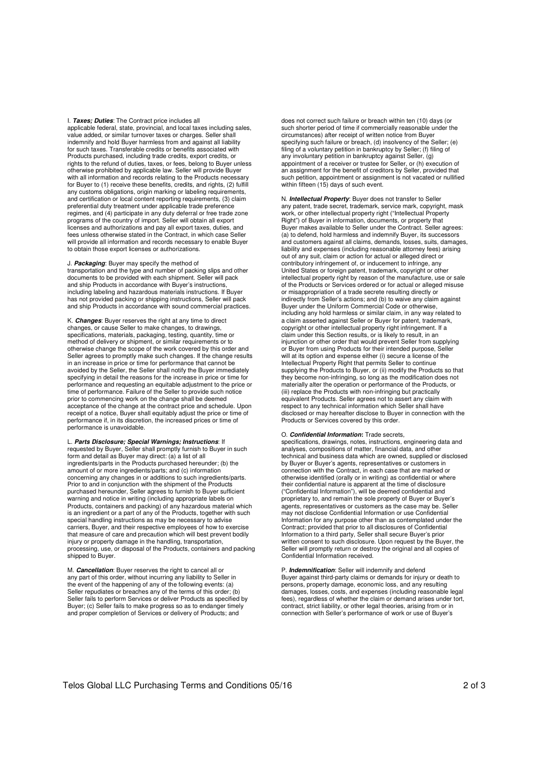I. ***Taxes; Duties***: The Contract price includes all applicable federal, state, provincial, and local taxes including sales, value added, or similar turnover taxes or charges. Seller shall indemnify and hold Buyer harmless from and against all liability for such taxes. Transferable credits or benefits associated with Products purchased, including trade credits, export credits, or rights to the refund of duties, taxes, or fees, belong to Buyer unless otherwise prohibited by applicable law. Seller will provide Buyer with all information and records relating to the Products necessary for Buyer to (1) receive these benefits, credits, and rights, (2) fulfill any customs obligations, origin marking or labeling requirements, and certification or local content reporting requirements, (3) claim preferential duty treatment under applicable trade preference regimes, and (4) participate in any duty deferral or free trade zone programs of the country of import. Seller will obtain all export licenses and authorizations and pay all export taxes, duties, and fees unless otherwise stated in the Contract, in which case Seller will provide all information and records necessary to enable Buyer to obtain those export licenses or authorizations.

J. ***Packaging***: Buyer may specify the method of transportation and the type and number of packing slips and other documents to be provided with each shipment. Seller will pack and ship Products in accordance with Buyer's instructions, including labeling and hazardous materials instructions. If Buyer has not provided packing or shipping instructions, Seller will pack and ship Products in accordance with sound commercial practices.

K. ***Changes***: Buyer reserves the right at any time to direct changes, or cause Seller to make changes, to drawings, specifications, materials, packaging, testing, quantity, time or method of delivery or shipment, or similar requirements or to otherwise change the scope of the work covered by this order and Seller agrees to promptly make such changes. If the change results in an increase in price or time for performance that cannot be avoided by the Seller, the Seller shall notify the Buyer immediately specifying in detail the reasons for the increase in price or time for performance and requesting an equitable adjustment to the price or time of performance. Failure of the Seller to provide such notice prior to commencing work on the change shall be deemed acceptance of the change at the contract price and schedule. Upon receipt of a notice, Buyer shall equitably adjust the price or time of performance if, in its discretion, the increased prices or time of performance is unavoidable.

L. ***Parts Disclosure; Special Warnings; Instructions***: If requested by Buyer, Seller shall promptly furnish to Buyer in such form and detail as Buyer may direct: (a) a list of all ingredients/parts in the Products purchased hereunder; (b) the amount of or more ingredients/parts; and (c) information concerning any changes in or additions to such ingredients/parts. Prior to and in conjunction with the shipment of the Products purchased hereunder, Seller agrees to furnish to Buyer sufficient warning and notice in writing (including appropriate labels on Products, containers and packing) of any hazardous material which is an ingredient or a part of any of the Products, together with such special handling instructions as may be necessary to advise carriers, Buyer, and their respective employees of how to exercise that measure of care and precaution which will best prevent bodily injury or property damage in the handling, transportation, processing, use, or disposal of the Products, containers and packing shipped to Buyer.

M. ***Cancellation***: Buyer reserves the right to cancel all or any part of this order, without incurring any liability to Seller in the event of the happening of any of the following events: (a) Seller repudiates or breaches any of the terms of this order; (b) Seller fails to perform Services or deliver Products as specified by Buyer; (c) Seller fails to make progress so as to endanger timely and proper completion of Services or delivery of Products; and does not correct such failure or breach within ten (10) days (or such shorter period of time if commercially reasonable under the circumstances) after receipt of written notice from Buyer specifying such failure or breach, (d) insolvency of the Seller; (e) filing of a voluntary petition in bankruptcy by Seller; (f) filing of any involuntary petition in bankruptcy against Seller, (g) appointment of a receiver or trustee for Seller, or (h) execution of an assignment for the benefit of creditors by Seller, provided that such petition, appointment or assignment is not vacated or nullified within fifteen (15) days of such event.

N. ***Intellectual Property***: Buyer does not transfer to Seller any patent, trade secret, trademark, service mark, copyright, mask work, or other intellectual property right ("Intellectual Property Right") of Buyer in information, documents, or property that Buyer makes available to Seller under the Contract. Seller agrees: (a) to defend, hold harmless and indemnify Buyer, its successors and customers against all claims, demands, losses, suits, damages, liability and expenses (including reasonable attorney fees) arising out of any suit, claim or action for actual or alleged direct or contributory infringement of, or inducement to infringe, any United States or foreign patent, trademark, copyright or other intellectual property right by reason of the manufacture, use or sale of the Products or Services ordered or for actual or alleged misuse or misappropriation of a trade secrete resulting directly or indirectly from Seller's actions; and (b) to waive any claim against Buyer under the Uniform Commercial Code or otherwise, including any hold harmless or similar claim, in any way related to a claim asserted against Seller or Buyer for patent, trademark, copyright or other intellectual property right infringement. If a claim under this Section results, or is likely to result, in an injunction or other order that would prevent Seller from supplying or Buyer from using Products for their intended purpose, Seller will at its option and expense either (i) secure a license of the Intellectual Property Right that permits Seller to continue supplying the Products to Buyer, or (ii) modify the Products so that they become non-infringing, so long as the modification does not materially alter the operation or performance of the Products, or (iii) replace the Products with non-infringing but practically equivalent Products. Seller agrees not to assert any claim with respect to any technical information which Seller shall have disclosed or may hereafter disclose to Buyer in connection with the Products or Services covered by this order.

O. ***Confidential Information*:** Trade secrets, specifications, drawings, notes, instructions, engineering data and analyses, compositions of matter, financial data, and other technical and business data which are owned, supplied or disclosed by Buyer or Buyer's agents, representatives or customers in connection with the Contract, in each case that are marked or otherwise identified (orally or in writing) as confidential or where their confidential nature is apparent at the time of disclosure ("Confidential Information"), will be deemed confidential and proprietary to, and remain the sole property of Buyer or Buyer's agents, representatives or customers as the case may be. Seller may not disclose Confidential Information or use Confidential Information for any purpose other than as contemplated under the Contract; provided that prior to all disclosures of Confidential Information to a third party, Seller shall secure Buyer's prior written consent to such disclosure. Upon request by the Buyer, the Seller will promptly return or destroy the original and all copies of Confidential Information received.

P. ***Indemnification***: Seller will indemnify and defend Buyer against third-party claims or demands for injury or death to persons, property damage, economic loss, and any resulting damages, losses, costs, and expenses (including reasonable legal fees), regardless of whether the claim or demand arises under tort, contract, strict liability, or other legal theories, arising from or in connection with Seller's performance of work or use of Buyer's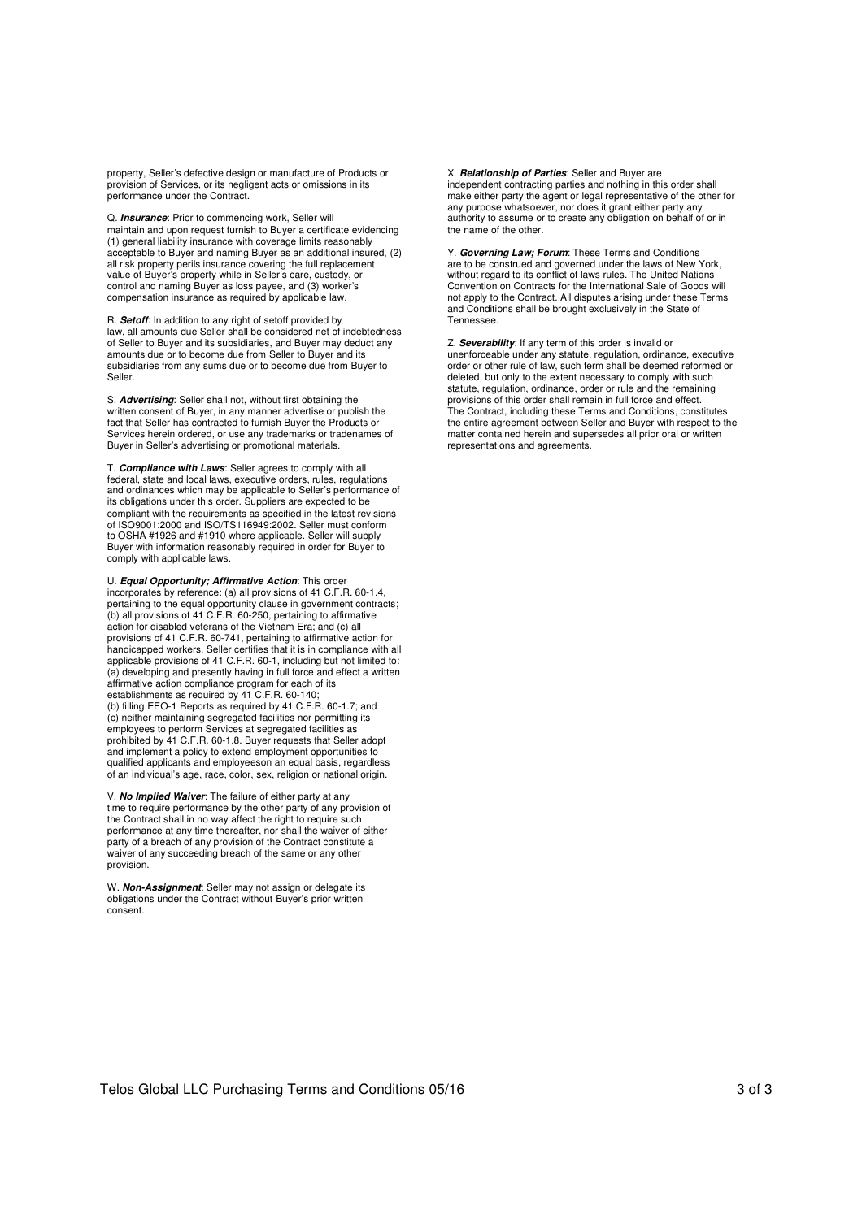property, Seller's defective design or manufacture of Products or provision of Services, or its negligent acts or omissions in its performance under the Contract.

Q. ***Insurance***: Prior to commencing work, Seller will maintain and upon request furnish to Buyer a certificate evidencing (1) general liability insurance with coverage limits reasonably acceptable to Buyer and naming Buyer as an additional insured, (2) all risk property perils insurance covering the full replacement value of Buyer's property while in Seller's care, custody, or control and naming Buyer as loss payee, and (3) worker's compensation insurance as required by applicable law.

R. ***Setoff***: In addition to any right of setoff provided by law, all amounts due Seller shall be considered net of indebtedness of Seller to Buyer and its subsidiaries, and Buyer may deduct any amounts due or to become due from Seller to Buyer and its subsidiaries from any sums due or to become due from Buyer to Seller.

S. ***Advertising***: Seller shall not, without first obtaining the written consent of Buyer, in any manner advertise or publish the fact that Seller has contracted to furnish Buyer the Products or Services herein ordered, or use any trademarks or tradenames of Buyer in Seller's advertising or promotional materials.

T. ***Compliance with Laws***: Seller agrees to comply with all federal, state and local laws, executive orders, rules, regulations and ordinances which may be applicable to Seller's performance of its obligations under this order. Suppliers are expected to be compliant with the requirements as specified in the latest revisions of ISO9001:2000 and ISO/TS116949:2002. Seller must conform to OSHA #1926 and #1910 where applicable. Seller will supply Buyer with information reasonably required in order for Buyer to comply with applicable laws.

U. ***Equal Opportunity; Affirmative Action***: This order incorporates by reference: (a) all provisions of 41 C.F.R. 60-1.4, pertaining to the equal opportunity clause in government contracts; (b) all provisions of 41 C.F.R. 60-250, pertaining to affirmative action for disabled veterans of the Vietnam Era; and (c) all provisions of 41 C.F.R. 60-741, pertaining to affirmative action for handicapped workers. Seller certifies that it is in compliance with all applicable provisions of 41 C.F.R. 60-1, including but not limited to: (a) developing and presently having in full force and effect a written affirmative action compliance program for each of its establishments as required by 41 C.F.R. 60-140;
(b) filling EEO-1 Reports as required by 41 C.F.R. 60-1.7; and
(c) neither maintaining segregated facilities nor permitting its employees to perform Services at segregated facilities as prohibited by 41 C.F.R. 60-1.8. Buyer requests that Seller adopt and implement a policy to extend employment opportunities to qualified applicants and employeeson an equal basis, regardless of an individual's age, race, color, sex, religion or national origin.

V. ***No Implied Waiver***: The failure of either party at any time to require performance by the other party of any provision of the Contract shall in no way affect the right to require such performance at any time thereafter, nor shall the waiver of either party of a breach of any provision of the Contract constitute a waiver of any succeeding breach of the same or any other provision.

W. ***Non-Assignment***: Seller may not assign or delegate its obligations under the Contract without Buyer's prior written consent.

X. ***Relationship of Parties***: Seller and Buyer are independent contracting parties and nothing in this order shall make either party the agent or legal representative of the other for any purpose whatsoever, nor does it grant either party any authority to assume or to create any obligation on behalf of or in the name of the other.

Y. ***Governing Law; Forum***: These Terms and Conditions are to be construed and governed under the laws of New York, without regard to its conflict of laws rules. The United Nations Convention on Contracts for the International Sale of Goods will not apply to the Contract. All disputes arising under these Terms and Conditions shall be brought exclusively in the State of Tennessee.

Z. ***Severability***: If any term of this order is invalid or unenforceable under any statute, regulation, ordinance, executive order or other rule of law, such term shall be deemed reformed or deleted, but only to the extent necessary to comply with such statute, regulation, ordinance, order or rule and the remaining provisions of this order shall remain in full force and effect.
The Contract, including these Terms and Conditions, constitutes the entire agreement between Seller and Buyer with respect to the matter contained herein and supersedes all prior oral or written representations and agreements.